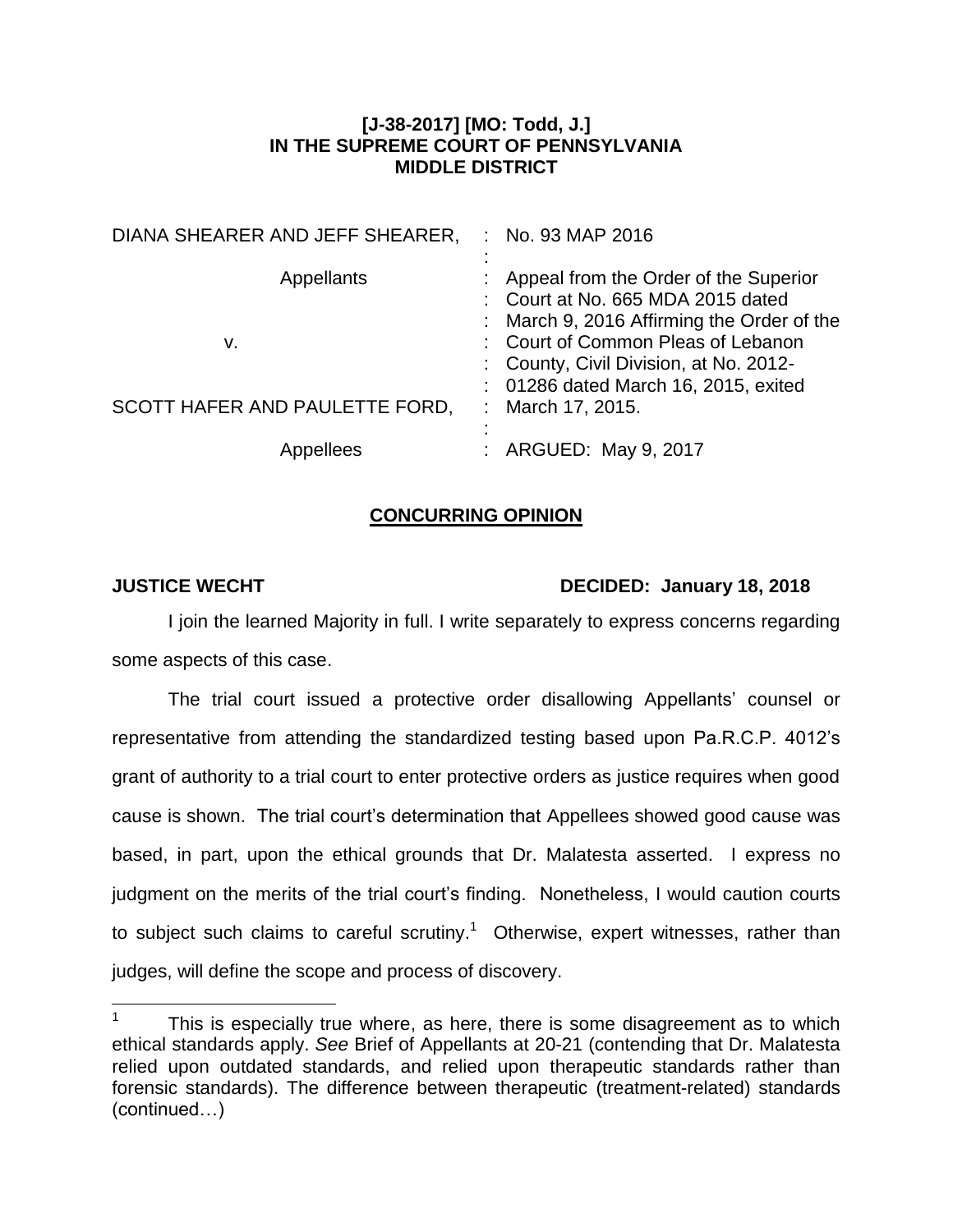**[J-38-2017] [MO: Todd, J.]**
**IN THE SUPREME COURT OF PENNSYLVANIA**
**MIDDLE DISTRICT**

| | | |
|---|---|---|
| DIANA SHEARER AND JEFF SHEARER, | : | No. 93 MAP 2016 |
| | : | |
| Appellants | : | Appeal from the Order of the Superior Court at No. 665 MDA 2015 dated March 9, 2016 Affirming the Order of the Court of Common Pleas of Lebanon County, Civil Division, at No. 2012-01286 dated March 16, 2015, exited March 17, 2015. |
| v. | : | |
| SCOTT HAFER AND PAULETTE FORD, | : | |
| | : | |
| Appellees | : | ARGUED: May 9, 2017 |

## CONCURRING OPINION

**JUSTICE WECHT** **DECIDED: January 18, 2018**

I join the learned Majority in full. I write separately to express concerns regarding some aspects of this case.

The trial court issued a protective order disallowing Appellants' counsel or representative from attending the standardized testing based upon Pa.R.C.P. 4012's grant of authority to a trial court to enter protective orders as justice requires when good cause is shown. The trial court's determination that Appellees showed good cause was based, in part, upon the ethical grounds that Dr. Malatesta asserted. I express no judgment on the merits of the trial court's finding. Nonetheless, I would caution courts to subject such claims to careful scrutiny.[1] Otherwise, expert witnesses, rather than judges, will define the scope and process of discovery.

---

[1] This is especially true where, as here, there is some disagreement as to which ethical standards apply. *See* Brief of Appellants at 20-21 (contending that Dr. Malatesta relied upon outdated standards, and relied upon therapeutic standards rather than forensic standards). The difference between therapeutic (treatment-related) standards (continued…)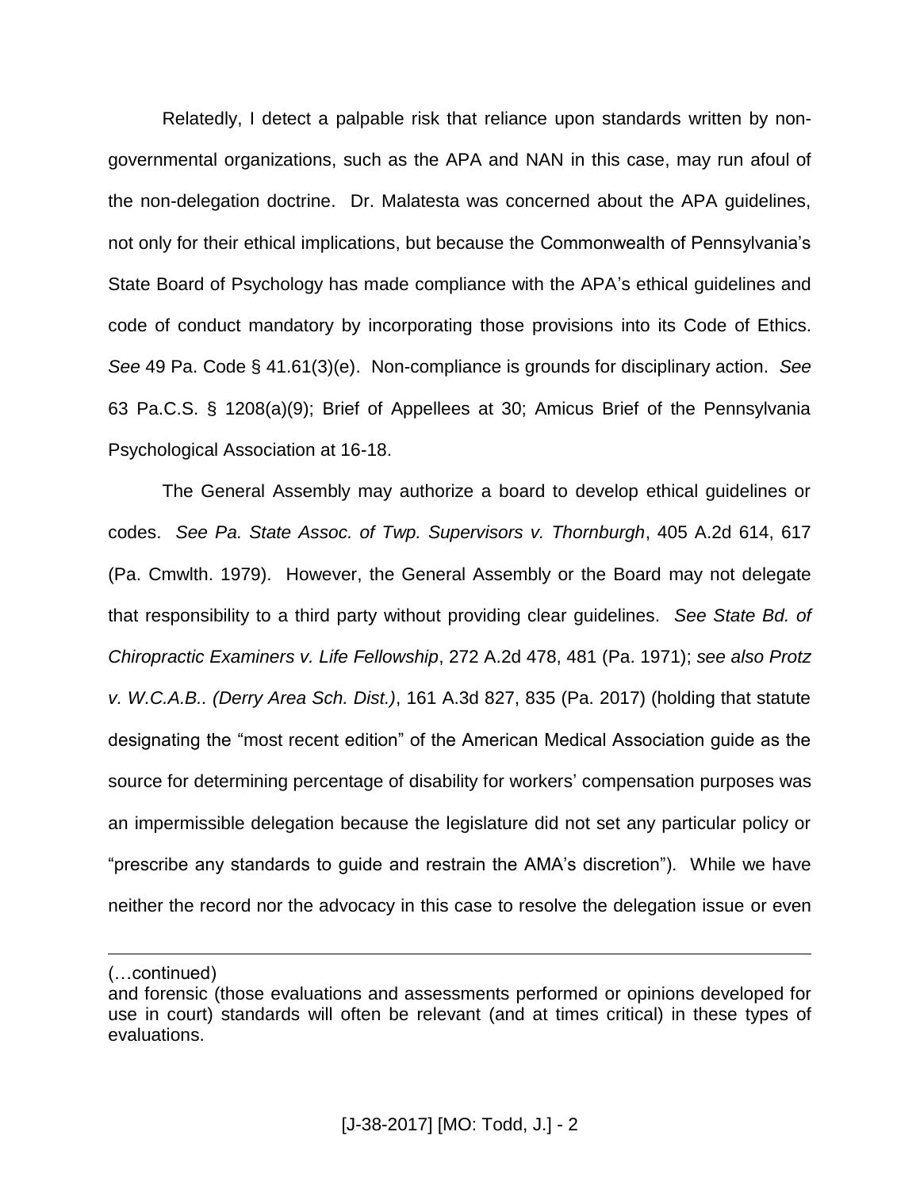Relatedly, I detect a palpable risk that reliance upon standards written by non-governmental organizations, such as the APA and NAN in this case, may run afoul of the non-delegation doctrine. Dr. Malatesta was concerned about the APA guidelines, not only for their ethical implications, but because the Commonwealth of Pennsylvania's State Board of Psychology has made compliance with the APA's ethical guidelines and code of conduct mandatory by incorporating those provisions into its Code of Ethics. *See* 49 Pa. Code § 41.61(3)(e). Non-compliance is grounds for disciplinary action. *See* 63 Pa.C.S. § 1208(a)(9); Brief of Appellees at 30; Amicus Brief of the Pennsylvania Psychological Association at 16-18.

The General Assembly may authorize a board to develop ethical guidelines or codes. *See Pa. State Assoc. of Twp. Supervisors v. Thornburgh*, 405 A.2d 614, 617 (Pa. Cmwlth. 1979). However, the General Assembly or the Board may not delegate that responsibility to a third party without providing clear guidelines. *See State Bd. of Chiropractic Examiners v. Life Fellowship*, 272 A.2d 478, 481 (Pa. 1971); *see also Protz v. W.C.A.B.. (Derry Area Sch. Dist.)*, 161 A.3d 827, 835 (Pa. 2017) (holding that statute designating the "most recent edition" of the American Medical Association guide as the source for determining percentage of disability for workers' compensation purposes was an impermissible delegation because the legislature did not set any particular policy or "prescribe any standards to guide and restrain the AMA's discretion"). While we have neither the record nor the advocacy in this case to resolve the delegation issue or even

(…continued)
and forensic (those evaluations and assessments performed or opinions developed for use in court) standards will often be relevant (and at times critical) in these types of evaluations.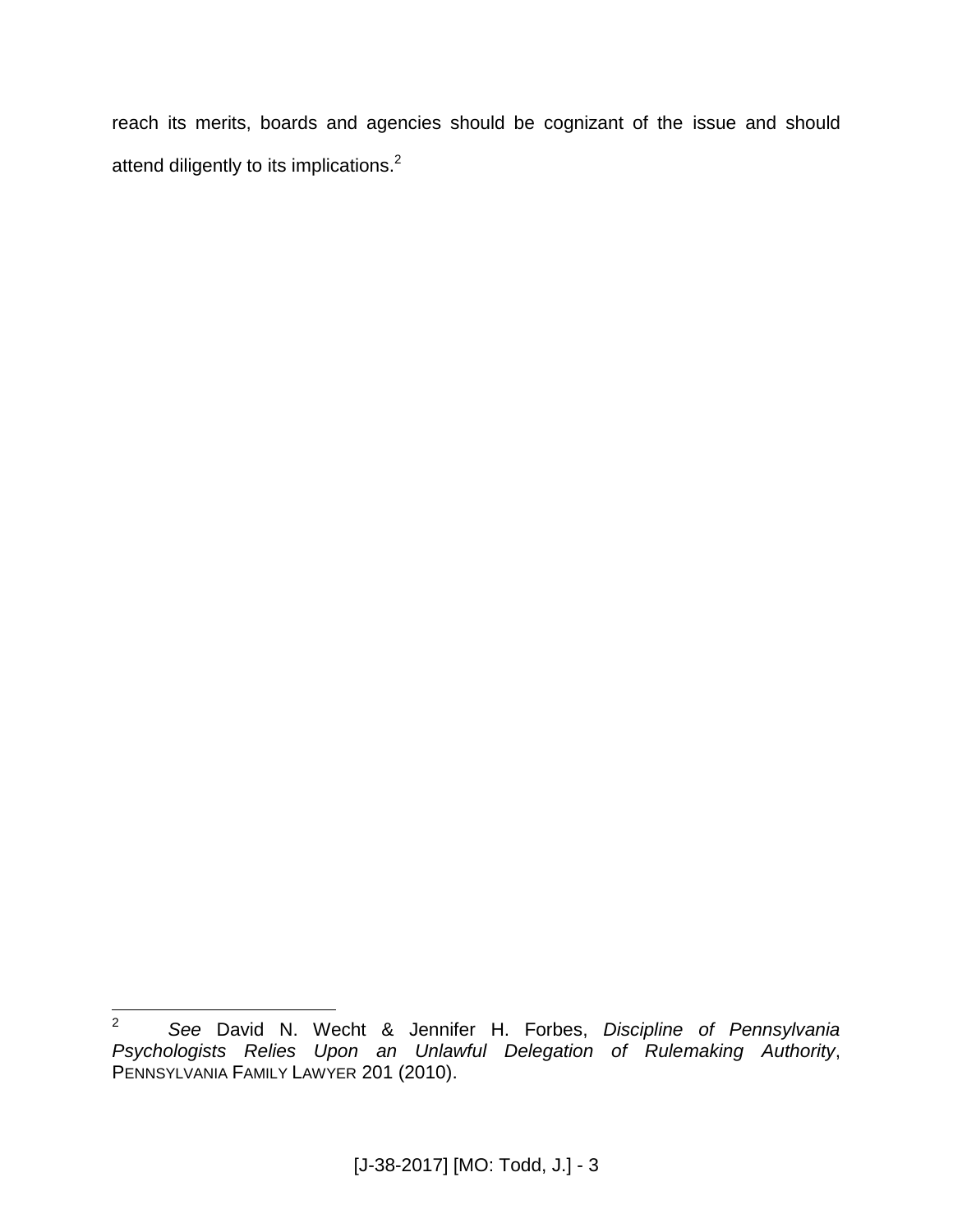reach its merits, boards and agencies should be cognizant of the issue and should attend diligently to its implications.[2]

---

[2] *See* David N. Wecht & Jennifer H. Forbes, *Discipline of Pennsylvania Psychologists Relies Upon an Unlawful Delegation of Rulemaking Authority*, PENNSYLVANIA FAMILY LAWYER 201 (2010).